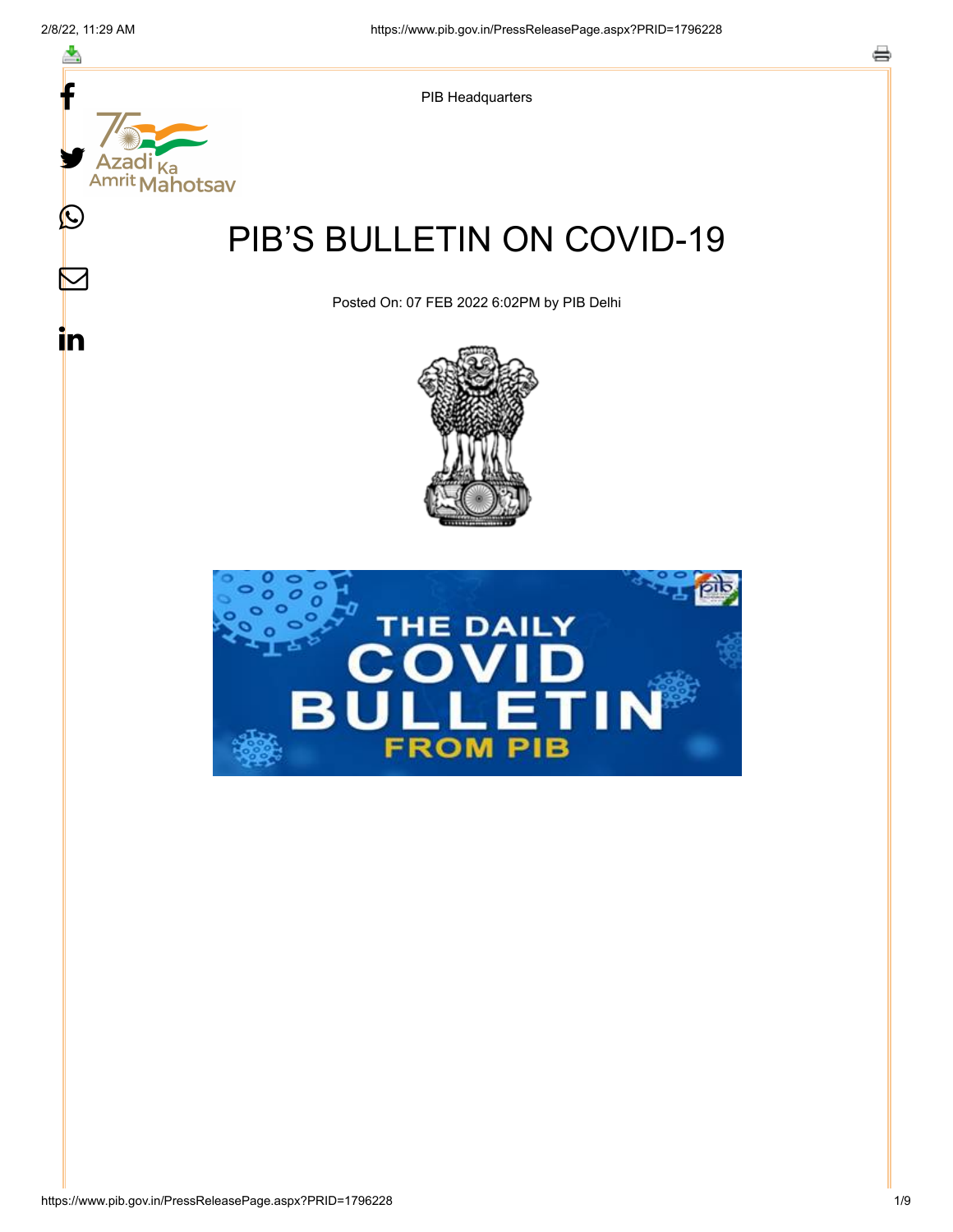PIB Headquarters

# PIB'S BULLETIN ON COVID-19

Posted On: 07 FEB 2022 6:02PM by PIB Delhi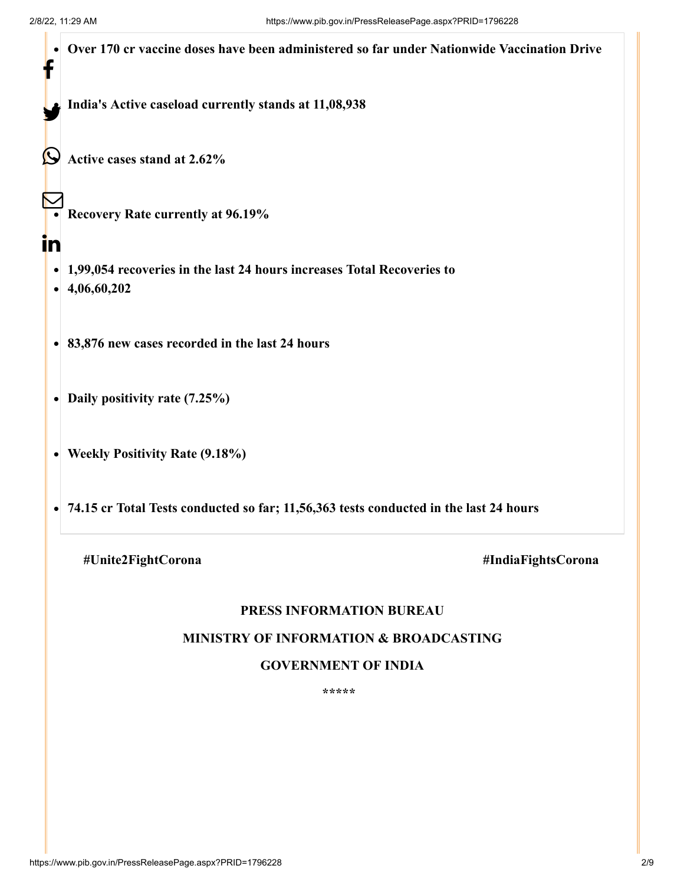- **Over 170 cr vaccine doses have been administered so far under Nationwide Vaccination Drive**
- **India's Active caseload currently stands at 11,08,938**
- **Active cases stand at 2.62%**
- **Recovery Rate currently at 96.19%**
- **1,99,054 recoveries in the last 24 hours increases Total Recoveries to**
- **4,06,60,202**
- **83,876 new cases recorded in the last 24 hours**
- **Daily positivity rate (7.25%)**
- **Weekly Positivity Rate (9.18%)**
- **74.15 cr Total Tests conducted so far; 11,56,363 tests conducted in the last 24 hours**

**#Unite2FightCorona** **#IndiaFightsCorona**

**PRESS INFORMATION BUREAU**

**MINISTRY OF INFORMATION & BROADCASTING**

**GOVERNMENT OF INDIA**

\*\*\*\*\*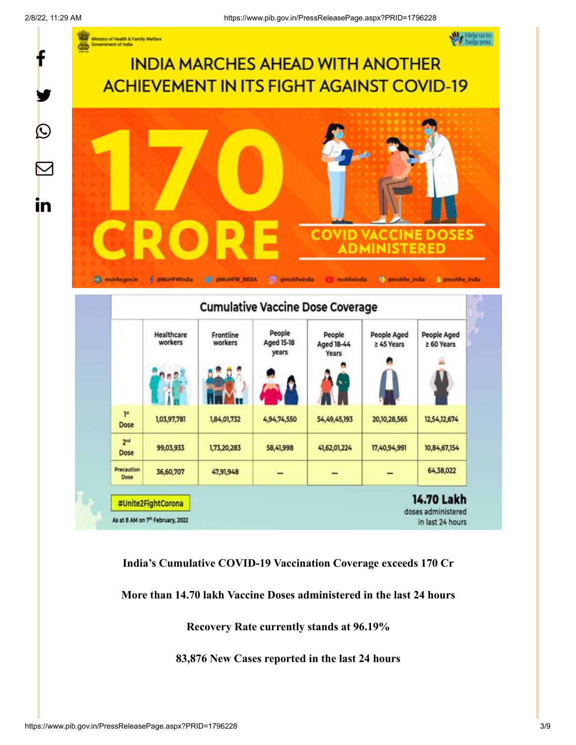INDIA MARCHES AHEAD WITH ANOTHER ACHIEVEMENT IN ITS FIGHT AGAINST COVID-19

170 CRORE COVID VACCINE DOSES ADMINISTERED

**Cumulative Vaccine Dose Coverage**

| | Healthcare workers | Frontline workers | People Aged 15-18 years | People Aged 18-44 Years | People Aged ≥ 45 Years | People Aged ≥ 60 Years |
|---|---|---|---|---|---|---|
| 1st Dose | 1,03,97,781 | 1,84,01,732 | 4,94,74,550 | 54,49,45,193 | 20,10,28,565 | 12,54,12,674 |
| 2nd Dose | 99,03,933 | 1,73,20,283 | 58,41,998 | 41,62,01,224 | 17,40,94,991 | 10,84,67,154 |
| Precaution Dose | 36,60,707 | 47,91,948 | – | – | – | 64,38,022 |

#Unite2FightCorona

As at 8 AM on 7th February, 2022

14.70 Lakh doses administered in last 24 hours

**India's Cumulative COVID-19 Vaccination Coverage exceeds 170 Cr**

**More than 14.70 lakh Vaccine Doses administered in the last 24 hours**

**Recovery Rate currently stands at 96.19%**

**83,876 New Cases reported in the last 24 hours**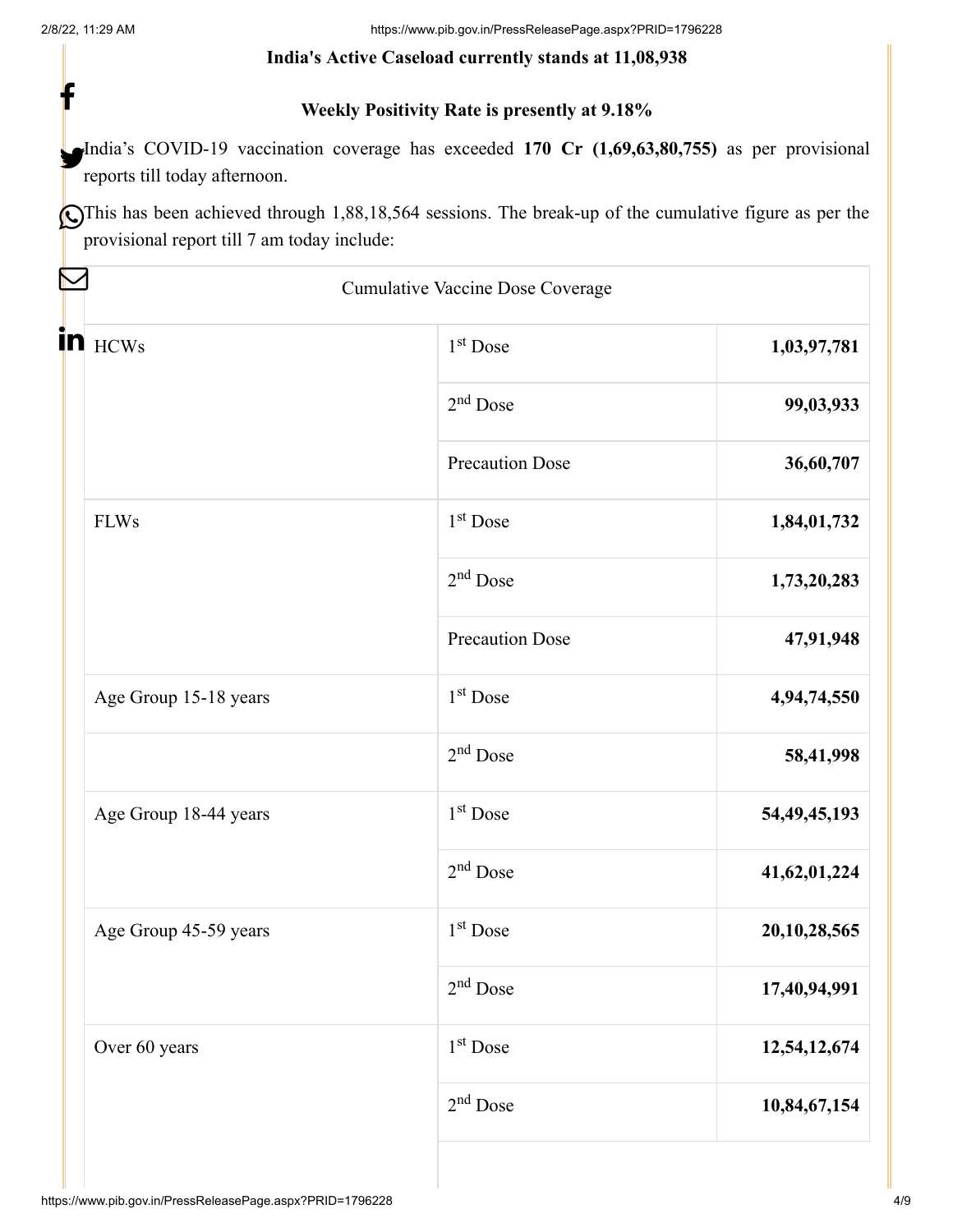**India's Active Caseload currently stands at 11,08,938**

**Weekly Positivity Rate is presently at 9.18%**

India's COVID-19 vaccination coverage has exceeded **170 Cr (1,69,63,80,755)** as per provisional reports till today afternoon.

This has been achieved through 1,88,18,564 sessions. The break-up of the cumulative figure as per the provisional report till 7 am today include:

| Cumulative Vaccine Dose Coverage | | |
|---|---|---|
| HCWs | 1st Dose | **1,03,97,781** |
| | 2nd Dose | **99,03,933** |
| | Precaution Dose | **36,60,707** |
| FLWs | 1st Dose | **1,84,01,732** |
| | 2nd Dose | **1,73,20,283** |
| | Precaution Dose | **47,91,948** |
| Age Group 15-18 years | 1st Dose | **4,94,74,550** |
| | 2nd Dose | **58,41,998** |
| Age Group 18-44 years | 1st Dose | **54,49,45,193** |
| | 2nd Dose | **41,62,01,224** |
| Age Group 45-59 years | 1st Dose | **20,10,28,565** |
| | 2nd Dose | **17,40,94,991** |
| Over 60 years | 1st Dose | **12,54,12,674** |
| | 2nd Dose | **10,84,67,154** |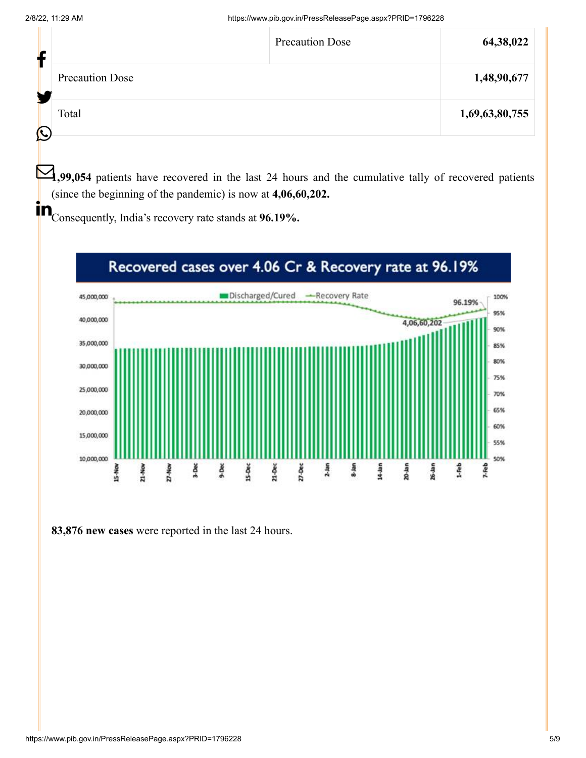| | Precaution Dose | 64,38,022 |
|---|---|---|
| Precaution Dose | | 1,48,90,677 |
| Total | | 1,69,63,80,755 |

**1,99,054** patients have recovered in the last 24 hours and the cumulative tally of recovered patients (since the beginning of the pandemic) is now at **4,06,60,202.**

Consequently, India's recovery rate stands at **96.19%.**

**83,876 new cases** were reported in the last 24 hours.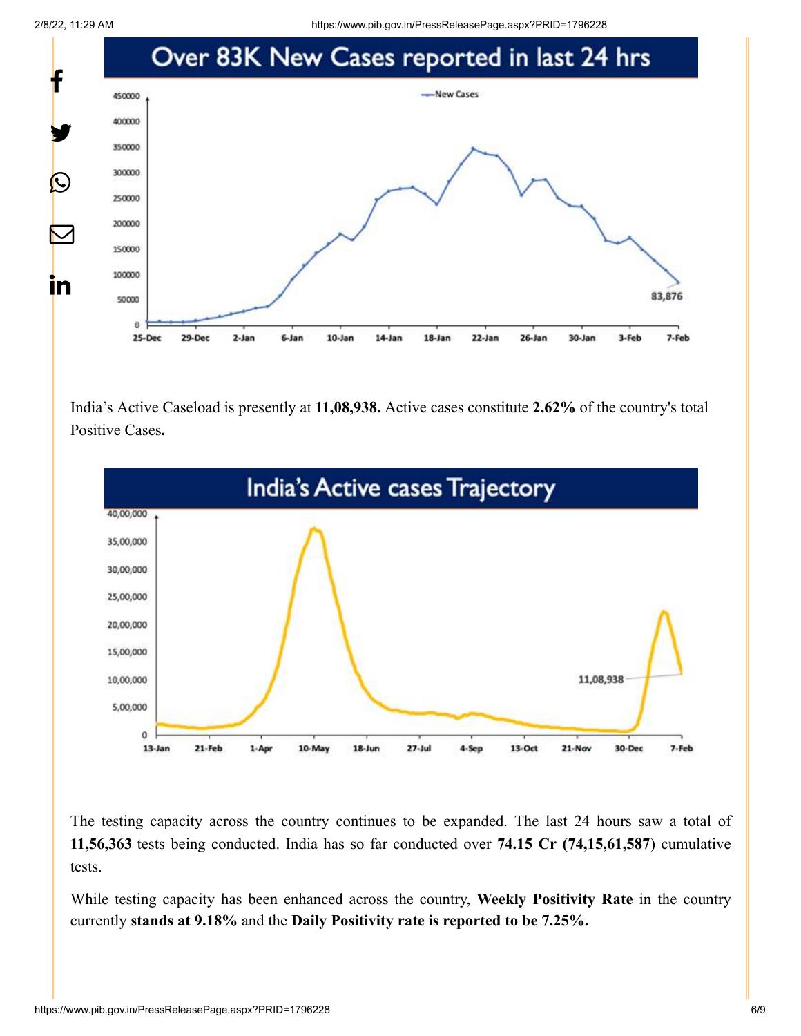## Over 83K New Cases reported in last 24 hrs

India's Active Caseload is presently at **11,08,938.** Active cases constitute **2.62%** of the country's total Positive Cases**.**

## India's Active cases Trajectory

The testing capacity across the country continues to be expanded. The last 24 hours saw a total of **11,56,363** tests being conducted. India has so far conducted over **74.15 Cr (74,15,61,587**) cumulative tests.

While testing capacity has been enhanced across the country, **Weekly Positivity Rate** in the country currently **stands at 9.18%** and the **Daily Positivity rate is reported to be 7.25%.**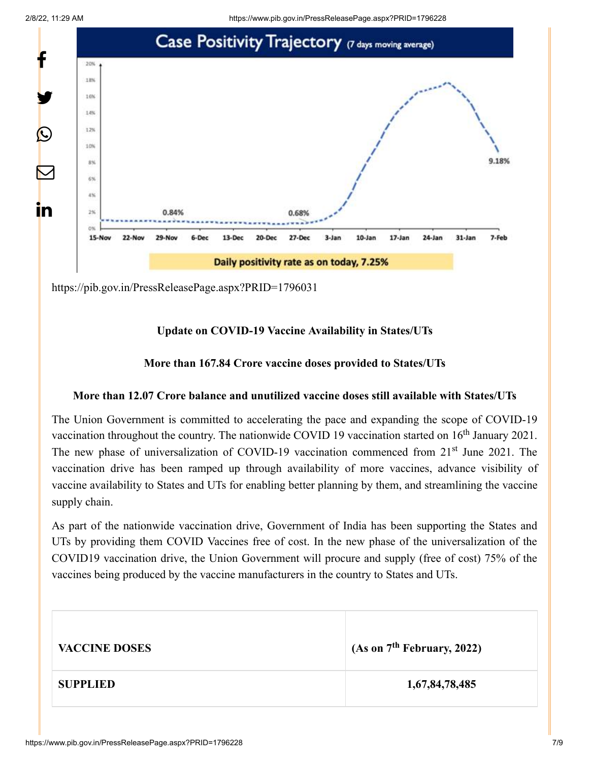Case Positivity Trajectory (7 days moving average)

0.84% | 0.68% | 9.18%

15-Nov | 22-Nov | 29-Nov | 6-Dec | 13-Dec | 20-Dec | 27-Dec | 3-Jan | 10-Jan | 17-Jan | 24-Jan | 31-Jan | 7-Feb

Daily positivity rate as on today, 7.25%

https://pib.gov.in/PressReleasePage.aspx?PRID=1796031

**Update on COVID-19 Vaccine Availability in States/UTs**

**More than 167.84 Crore vaccine doses provided to States/UTs**

**More than 12.07 Crore balance and unutilized vaccine doses still available with States/UTs**

The Union Government is committed to accelerating the pace and expanding the scope of COVID-19 vaccination throughout the country. The nationwide COVID 19 vaccination started on 16th January 2021. The new phase of universalization of COVID-19 vaccination commenced from 21st June 2021. The vaccination drive has been ramped up through availability of more vaccines, advance visibility of vaccine availability to States and UTs for enabling better planning by them, and streamlining the vaccine supply chain.

As part of the nationwide vaccination drive, Government of India has been supporting the States and UTs by providing them COVID Vaccines free of cost. In the new phase of the universalization of the COVID19 vaccination drive, the Union Government will procure and supply (free of cost) 75% of the vaccines being produced by the vaccine manufacturers in the country to States and UTs.

| VACCINE DOSES | (As on 7th February, 2022) |
|---|---|
| SUPPLIED | 1,67,84,78,485 |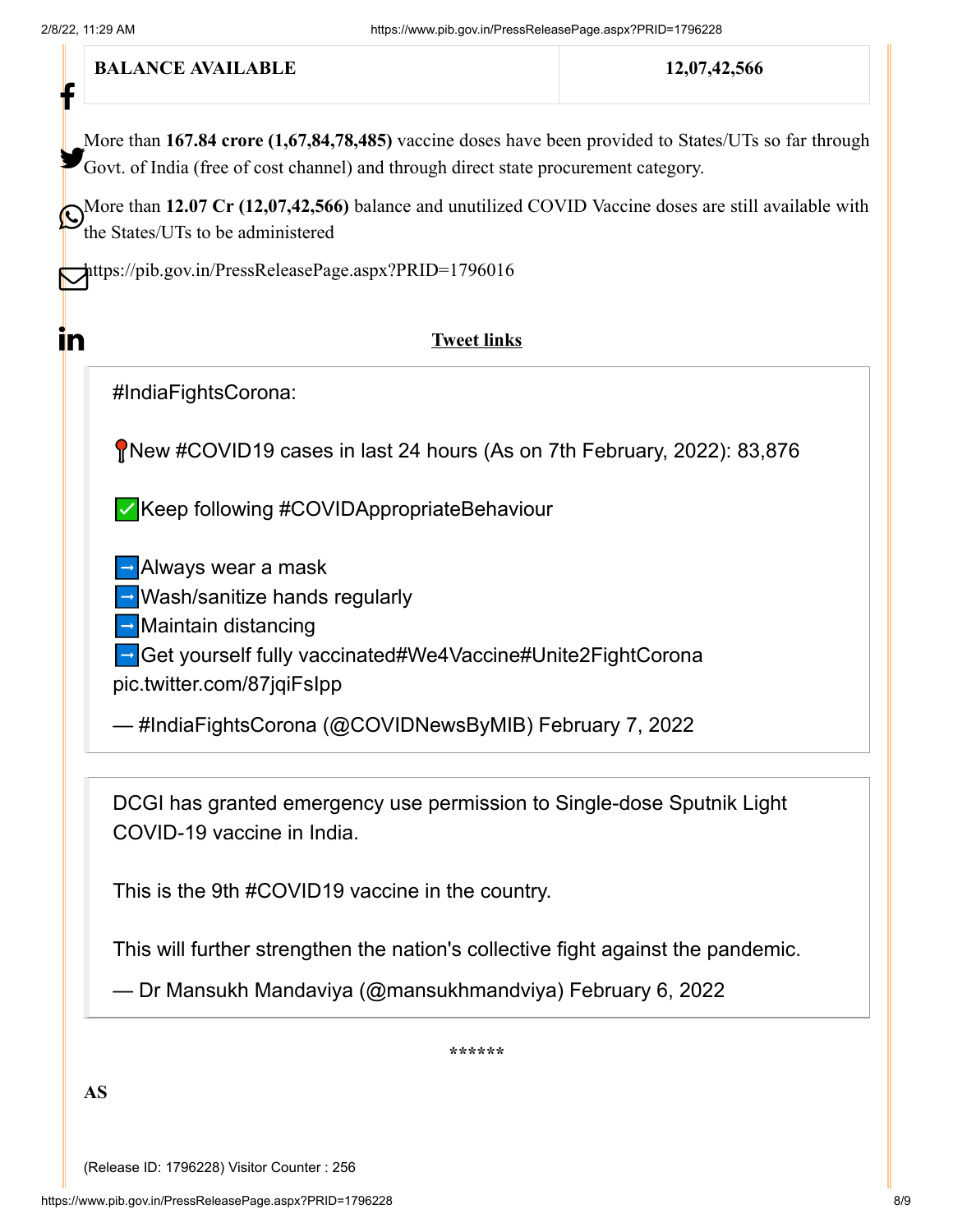| BALANCE AVAILABLE | 12,07,42,566 |
|---|---|

More than **167.84 crore (1,67,84,78,485)** vaccine doses have been provided to States/UTs so far through Govt. of India (free of cost channel) and through direct state procurement category.

More than **12.07 Cr (12,07,42,566)** balance and unutilized COVID Vaccine doses are still available with the States/UTs to be administered

https://pib.gov.in/PressReleasePage.aspx?PRID=1796016

**Tweet links**

> #IndiaFightsCorona:
>
> 📍New #COVID19 cases in last 24 hours (As on 7th February, 2022): 83,876
>
> ✅Keep following #COVIDAppropriateBehaviour
>
> ➡️Always wear a mask
> ➡️Wash/sanitize hands regularly
> ➡️Maintain distancing
> ➡️Get yourself fully vaccinated#We4Vaccine#Unite2FightCorona pic.twitter.com/87jqiFsIpp
>
> — #IndiaFightsCorona (@COVIDNewsByMIB) February 7, 2022

> DCGI has granted emergency use permission to Single-dose Sputnik Light COVID-19 vaccine in India.
>
> This is the 9th #COVID19 vaccine in the country.
>
> This will further strengthen the nation's collective fight against the pandemic.
>
> — Dr Mansukh Mandaviya (@mansukhmandviya) February 6, 2022

******

**AS**

(Release ID: 1796228) Visitor Counter : 256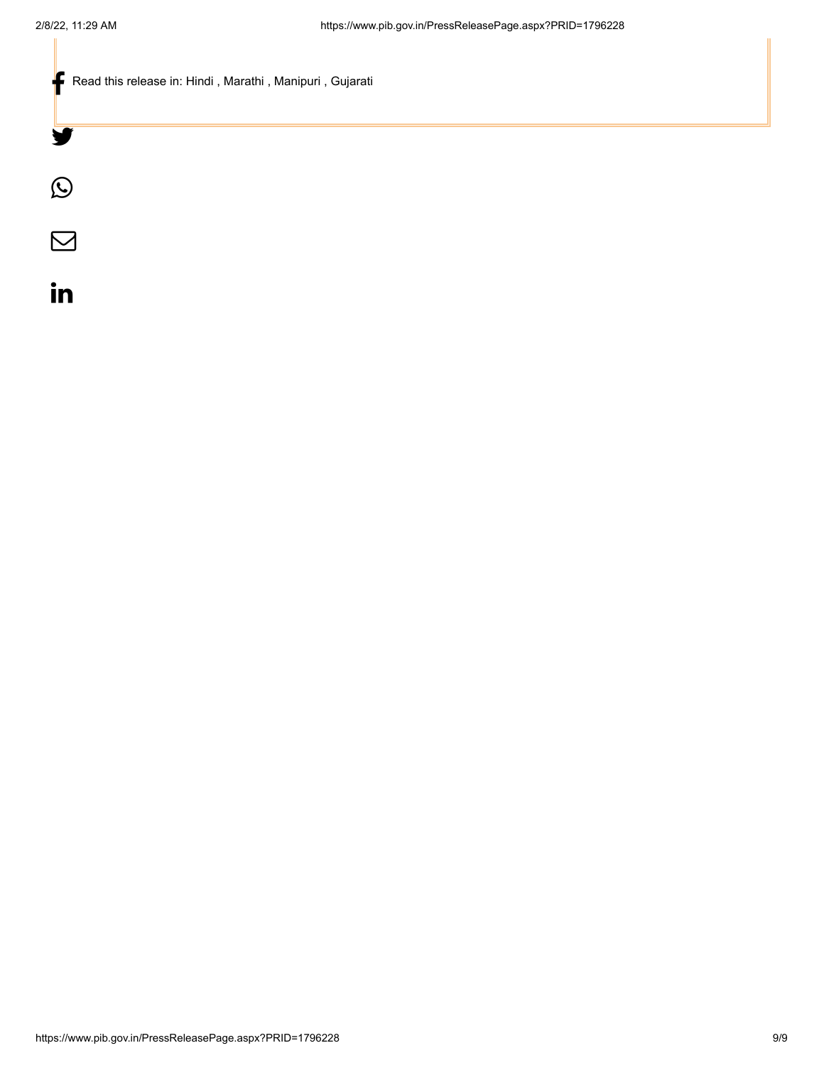Read this release in: Hindi , Marathi , Manipuri , Gujarati